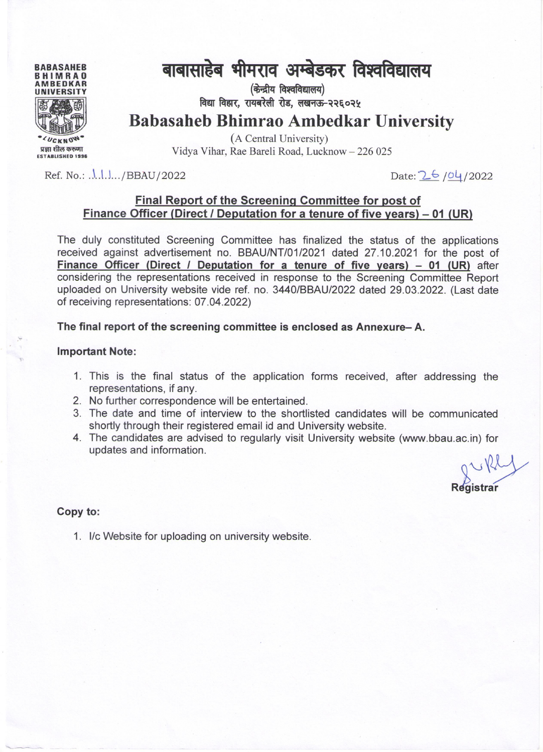BABASAHEB BHIMRAO AMBEDKAR UNIVERSITY

LUCKNOW

प्रज्ञा शील करुणा

ESTABLISHED 1996

# बाबासाहेब भीमराव अम्बेडकर विश्वविद्यालय

(केन्द्रीय विश्वविद्यालय)

विद्या विहार, रायबरेली रोड, लखनऊ-२२६०२५

# Babasaheb Bhimrao Ambedkar University

(A Central University)

Vidya Vihar, Rae Bareli Road, Lucknow – 226 025

Ref. No.: 111/BBAU/2022 Date: 26/04/2022

## Final Report of the Screening Committee for post of Finance Officer (Direct / Deputation for a tenure of five years) – 01 (UR)

The duly constituted Screening Committee has finalized the status of the applications received against advertisement no. BBAU/NT/01/2021 dated 27.10.2021 for the post of **Finance Officer (Direct / Deputation for a tenure of five years) – 01 (UR)** after considering the representations received in response to the Screening Committee Report uploaded on University website vide ref. no. 3440/BBAU/2022 dated 29.03.2022. (Last date of receiving representations: 07.04.2022)

**The final report of the screening committee is enclosed as Annexure– A.**

**Important Note:**

1. This is the final status of the application forms received, after addressing the representations, if any.
2. No further correspondence will be entertained.
3. The date and time of interview to the shortlisted candidates will be communicated shortly through their registered email id and University website.
4. The candidates are advised to regularly visit University website (www.bbau.ac.in) for updates and information.

Registrar

**Copy to:**

1. I/c Website for uploading on university website.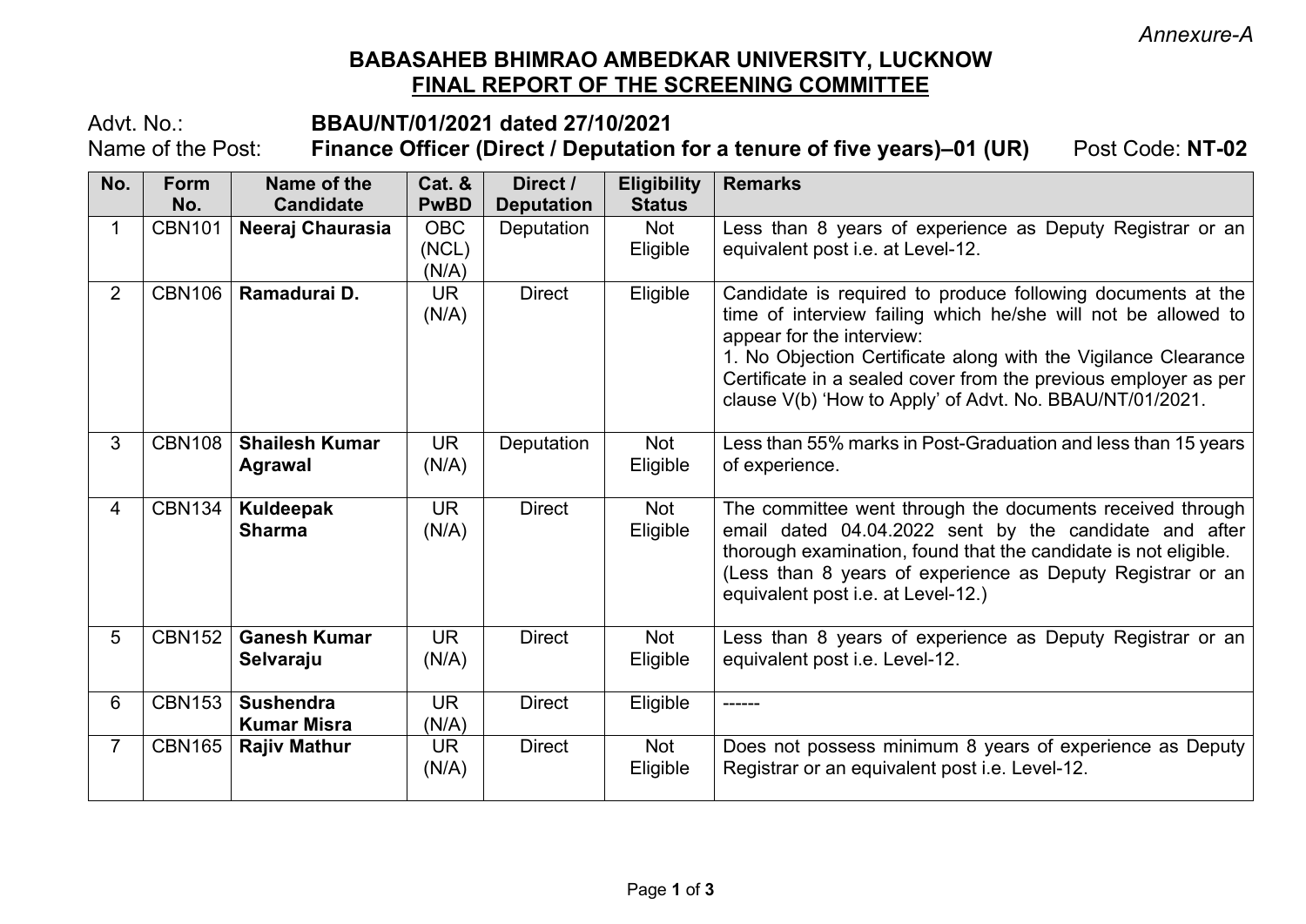*Annexure-A*

# BABASAHEB BHIMRAO AMBEDKAR UNIVERSITY, LUCKNOW
## FINAL REPORT OF THE SCREENING COMMITTEE

Advt. No.: **BBAU/NT/01/2021 dated 27/10/2021**

Name of the Post: **Finance Officer (Direct / Deputation for a tenure of five years)–01 (UR)** Post Code: **NT-02**

| No. | Form No. | Name of the Candidate | Cat. & PwBD | Direct / Deputation | Eligibility Status | Remarks |
|---|---|---|---|---|---|---|
| 1 | CBN101 | **Neeraj Chaurasia** | OBC (NCL) (N/A) | Deputation | Not Eligible | Less than 8 years of experience as Deputy Registrar or an equivalent post i.e. at Level-12. |
| 2 | CBN106 | **Ramadurai D.** | UR (N/A) | Direct | Eligible | Candidate is required to produce following documents at the time of interview failing which he/she will not be allowed to appear for the interview:<br>1. No Objection Certificate along with the Vigilance Clearance Certificate in a sealed cover from the previous employer as per clause V(b) 'How to Apply' of Advt. No. BBAU/NT/01/2021. |
| 3 | CBN108 | **Shailesh Kumar Agrawal** | UR (N/A) | Deputation | Not Eligible | Less than 55% marks in Post-Graduation and less than 15 years of experience. |
| 4 | CBN134 | **Kuldeepak Sharma** | UR (N/A) | Direct | Not Eligible | The committee went through the documents received through email dated 04.04.2022 sent by the candidate and after thorough examination, found that the candidate is not eligible. (Less than 8 years of experience as Deputy Registrar or an equivalent post i.e. at Level-12.) |
| 5 | CBN152 | **Ganesh Kumar Selvaraju** | UR (N/A) | Direct | Not Eligible | Less than 8 years of experience as Deputy Registrar or an equivalent post i.e. Level-12. |
| 6 | CBN153 | **Sushendra Kumar Misra** | UR (N/A) | Direct | Eligible | ------ |
| 7 | CBN165 | **Rajiv Mathur** | UR (N/A) | Direct | Not Eligible | Does not possess minimum 8 years of experience as Deputy Registrar or an equivalent post i.e. Level-12. |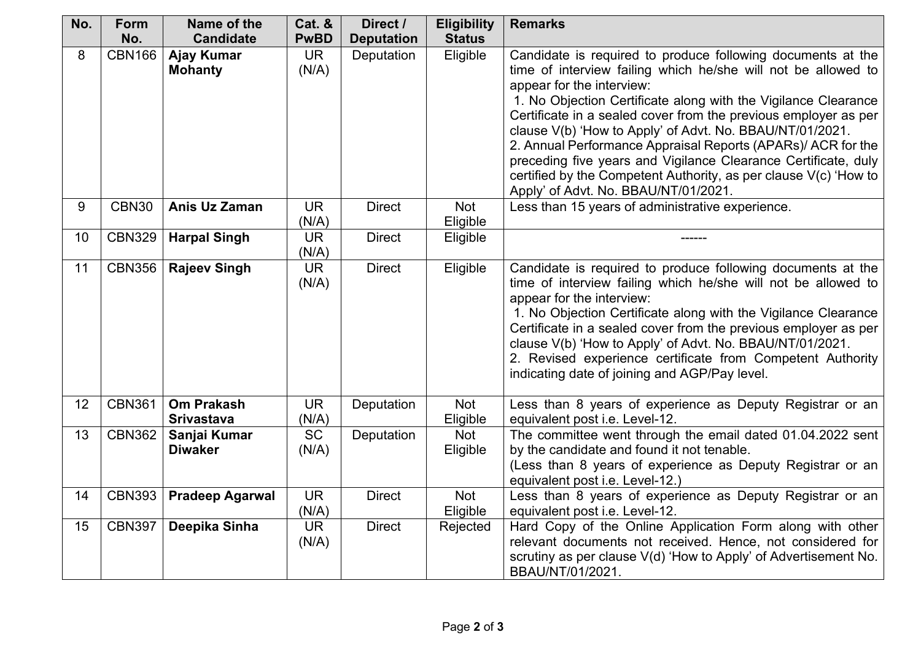| No. | Form No. | Name of the Candidate | Cat. & PwBD | Direct / Deputation | Eligibility Status | Remarks |
|---|---|---|---|---|---|---|
| 8 | CBN166 | **Ajay Kumar Mohanty** | UR (N/A) | Deputation | Eligible | Candidate is required to produce following documents at the time of interview failing which he/she will not be allowed to appear for the interview: 1. No Objection Certificate along with the Vigilance Clearance Certificate in a sealed cover from the previous employer as per clause V(b) 'How to Apply' of Advt. No. BBAU/NT/01/2021. 2. Annual Performance Appraisal Reports (APARs)/ ACR for the preceding five years and Vigilance Clearance Certificate, duly certified by the Competent Authority, as per clause V(c) 'How to Apply' of Advt. No. BBAU/NT/01/2021. |
| 9 | CBN30 | **Anis Uz Zaman** | UR (N/A) | Direct | Not Eligible | Less than 15 years of administrative experience. |
| 10 | CBN329 | **Harpal Singh** | UR (N/A) | Direct | Eligible | ------ |
| 11 | CBN356 | **Rajeev Singh** | UR (N/A) | Direct | Eligible | Candidate is required to produce following documents at the time of interview failing which he/she will not be allowed to appear for the interview: 1. No Objection Certificate along with the Vigilance Clearance Certificate in a sealed cover from the previous employer as per clause V(b) 'How to Apply' of Advt. No. BBAU/NT/01/2021. 2. Revised experience certificate from Competent Authority indicating date of joining and AGP/Pay level. |
| 12 | CBN361 | **Om Prakash Srivastava** | UR (N/A) | Deputation | Not Eligible | Less than 8 years of experience as Deputy Registrar or an equivalent post i.e. Level-12. |
| 13 | CBN362 | **Sanjai Kumar Diwaker** | SC (N/A) | Deputation | Not Eligible | The committee went through the email dated 01.04.2022 sent by the candidate and found it not tenable. (Less than 8 years of experience as Deputy Registrar or an equivalent post i.e. Level-12.) |
| 14 | CBN393 | **Pradeep Agarwal** | UR (N/A) | Direct | Not Eligible | Less than 8 years of experience as Deputy Registrar or an equivalent post i.e. Level-12. |
| 15 | CBN397 | **Deepika Sinha** | UR (N/A) | Direct | Rejected | Hard Copy of the Online Application Form along with other relevant documents not received. Hence, not considered for scrutiny as per clause V(d) 'How to Apply' of Advertisement No. BBAU/NT/01/2021. |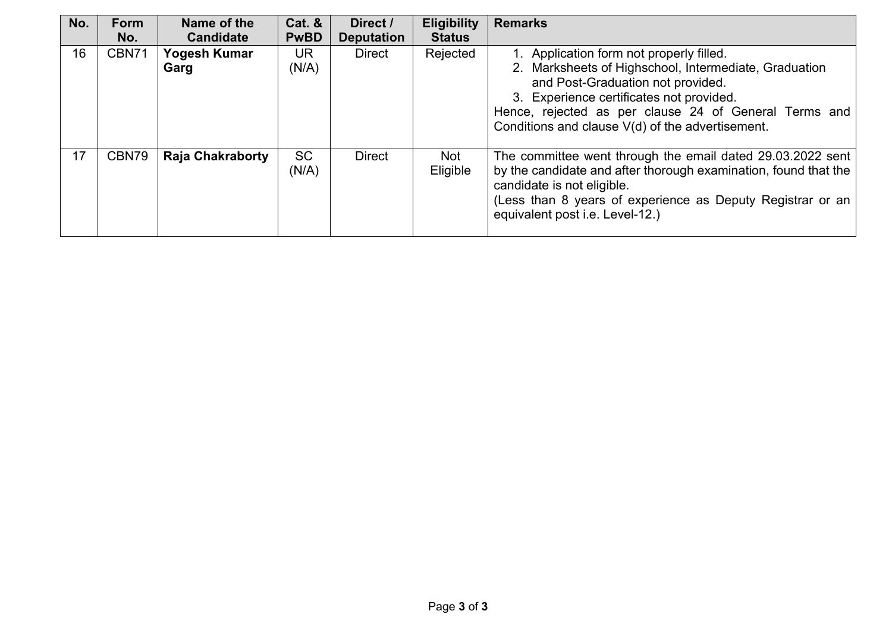| No. | Form No. | Name of the Candidate | Cat. & PwBD | Direct / Deputation | Eligibility Status | Remarks |
|---|---|---|---|---|---|---|
| 16 | CBN71 | **Yogesh Kumar Garg** | UR (N/A) | Direct | Rejected | 1. Application form not properly filled. 2. Marksheets of Highschool, Intermediate, Graduation and Post-Graduation not provided. 3. Experience certificates not provided. Hence, rejected as per clause 24 of General Terms and Conditions and clause V(d) of the advertisement. |
| 17 | CBN79 | **Raja Chakraborty** | SC (N/A) | Direct | Not Eligible | The committee went through the email dated 29.03.2022 sent by the candidate and after thorough examination, found that the candidate is not eligible. (Less than 8 years of experience as Deputy Registrar or an equivalent post i.e. Level-12.) |